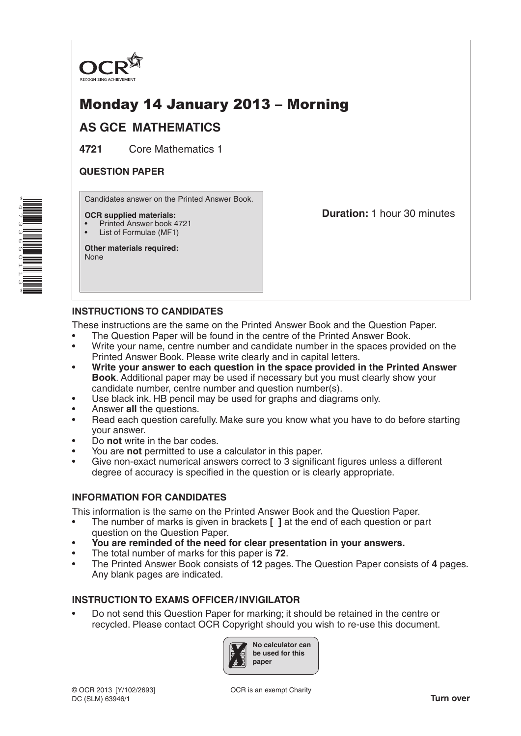OCR
RECOGNISING ACHIEVEMENT

# Monday 14 January 2013 – Morning

## AS GCE MATHEMATICS

**4721** Core Mathematics 1

**QUESTION PAPER**

Candidates answer on the Printed Answer Book.

**OCR supplied materials:**
- Printed Answer book 4721
- List of Formulae (MF1)

**Other materials required:**
None

**Duration:** 1 hour 30 minutes

### INSTRUCTIONS TO CANDIDATES

These instructions are the same on the Printed Answer Book and the Question Paper.

- The Question Paper will be found in the centre of the Printed Answer Book.
- Write your name, centre number and candidate number in the spaces provided on the Printed Answer Book. Please write clearly and in capital letters.
- **Write your answer to each question in the space provided in the Printed Answer Book**. Additional paper may be used if necessary but you must clearly show your candidate number, centre number and question number(s).
- Use black ink. HB pencil may be used for graphs and diagrams only.
- Answer **all** the questions.
- Read each question carefully. Make sure you know what you have to do before starting your answer.
- Do **not** write in the bar codes.
- You are **not** permitted to use a calculator in this paper.
- Give non-exact numerical answers correct to 3 significant figures unless a different degree of accuracy is specified in the question or is clearly appropriate.

### INFORMATION FOR CANDIDATES

This information is the same on the Printed Answer Book and the Question Paper.

- The number of marks is given in brackets **[ ]** at the end of each question or part question on the Question Paper.
- **You are reminded of the need for clear presentation in your answers.**
- The total number of marks for this paper is **72**.
- The Printed Answer Book consists of **12** pages. The Question Paper consists of **4** pages. Any blank pages are indicated.

### INSTRUCTION TO EXAMS OFFICER / INVIGILATOR

- Do not send this Question Paper for marking; it should be retained in the centre or recycled. Please contact OCR Copyright should you wish to re-use this document.

No calculator can be used for this paper

© OCR 2013 [Y/102/2693]
DC (SLM) 63946/1

OCR is an exempt Charity

**Turn over**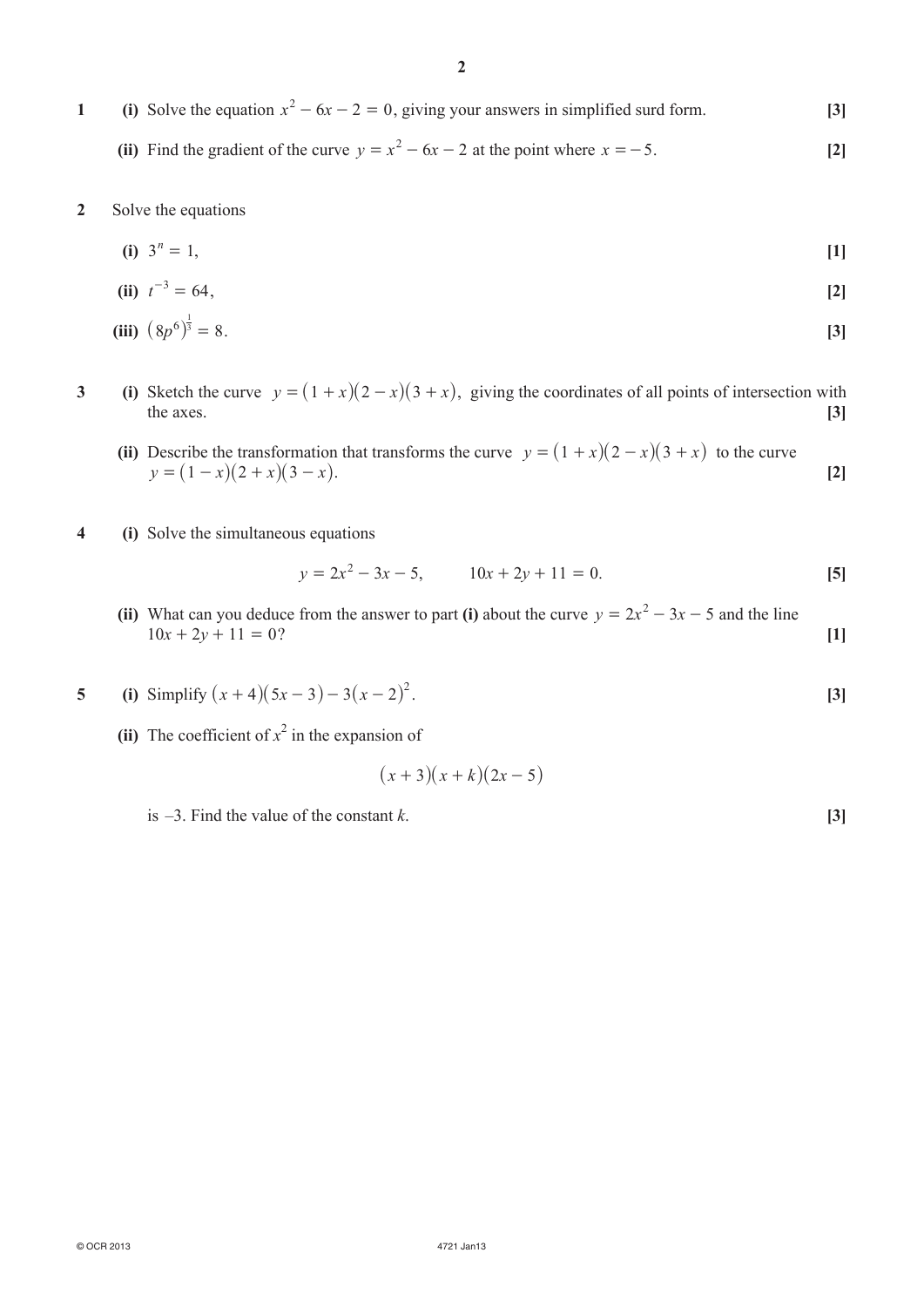**1** **(i)** Solve the equation $x^2 - 6x - 2 = 0$, giving your answers in simplified surd form. **[3]**

**(ii)** Find the gradient of the curve $y = x^2 - 6x - 2$ at the point where $x = -5$. **[2]**

**2** Solve the equations

**(i)** $3^n = 1$, **[1]**

**(ii)** $t^{-3} = 64$, **[2]**

**(iii)** $(8p^6)^{\frac{1}{3}} = 8$. **[3]**

**3** **(i)** Sketch the curve $y = (1 + x)(2 - x)(3 + x)$, giving the coordinates of all points of intersection with the axes. **[3]**

**(ii)** Describe the transformation that transforms the curve $y = (1 + x)(2 - x)(3 + x)$ to the curve $y = (1 - x)(2 + x)(3 - x)$. **[2]**

**4** **(i)** Solve the simultaneous equations

$$y = 2x^2 - 3x - 5, \qquad 10x + 2y + 11 = 0.$$ **[5]**

**(ii)** What can you deduce from the answer to part **(i)** about the curve $y = 2x^2 - 3x - 5$ and the line $10x + 2y + 11 = 0$? **[1]**

**5** **(i)** Simplify $(x + 4)(5x - 3) - 3(x - 2)^2$. **[3]**

**(ii)** The coefficient of $x^2$ in the expansion of

$$(x + 3)(x + k)(2x - 5)$$

is –3. Find the value of the constant $k$. **[3]**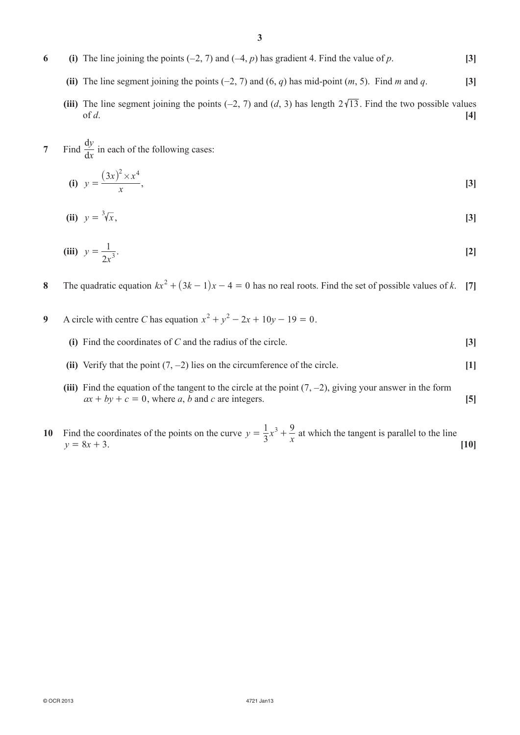**6** **(i)** The line joining the points $(-2, 7)$ and $(-4, p)$ has gradient 4. Find the value of $p$. **[3]**

**(ii)** The line segment joining the points $(-2, 7)$ and $(6, q)$ has mid-point $(m, 5)$. Find $m$ and $q$. **[3]**

**(iii)** The line segment joining the points $(-2, 7)$ and $(d, 3)$ has length $2\sqrt{13}$. Find the two possible values of $d$. **[4]**

**7** Find $\frac{dy}{dx}$ in each of the following cases:

**(i)** $y = \frac{(3x)^2 \times x^4}{x}$, **[3]**

**(ii)** $y = \sqrt[3]{x}$, **[3]**

**(iii)** $y = \frac{1}{2x^3}$. **[2]**

**8** The quadratic equation $kx^2 + (3k - 1)x - 4 = 0$ has no real roots. Find the set of possible values of $k$. **[7]**

**9** A circle with centre $C$ has equation $x^2 + y^2 - 2x + 10y - 19 = 0$.

**(i)** Find the coordinates of $C$ and the radius of the circle. **[3]**

**(ii)** Verify that the point $(7, -2)$ lies on the circumference of the circle. **[1]**

**(iii)** Find the equation of the tangent to the circle at the point $(7, -2)$, giving your answer in the form $ax + by + c = 0$, where $a$, $b$ and $c$ are integers. **[5]**

**10** Find the coordinates of the points on the curve $y = \frac{1}{3}x^3 + \frac{9}{x}$ at which the tangent is parallel to the line $y = 8x + 3$. **[10]**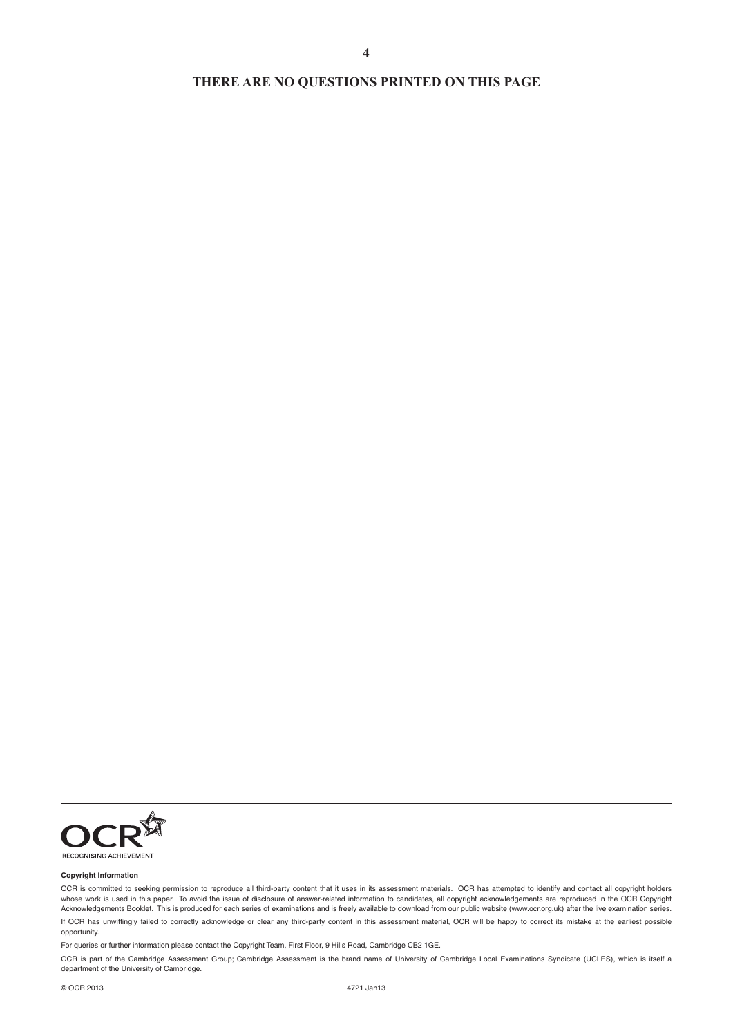**THERE ARE NO QUESTIONS PRINTED ON THIS PAGE**

OCR
RECOGNISING ACHIEVEMENT

**Copyright Information**

OCR is committed to seeking permission to reproduce all third-party content that it uses in its assessment materials. OCR has attempted to identify and contact all copyright holders whose work is used in this paper. To avoid the issue of disclosure of answer-related information to candidates, all copyright acknowledgements are reproduced in the OCR Copyright Acknowledgements Booklet. This is produced for each series of examinations and is freely available to download from our public website (www.ocr.org.uk) after the live examination series.

If OCR has unwittingly failed to correctly acknowledge or clear any third-party content in this assessment material, OCR will be happy to correct its mistake at the earliest possible opportunity.

For queries or further information please contact the Copyright Team, First Floor, 9 Hills Road, Cambridge CB2 1GE.

OCR is part of the Cambridge Assessment Group; Cambridge Assessment is the brand name of University of Cambridge Local Examinations Syndicate (UCLES), which is itself a department of the University of Cambridge.

© OCR 2013 4721 Jan13